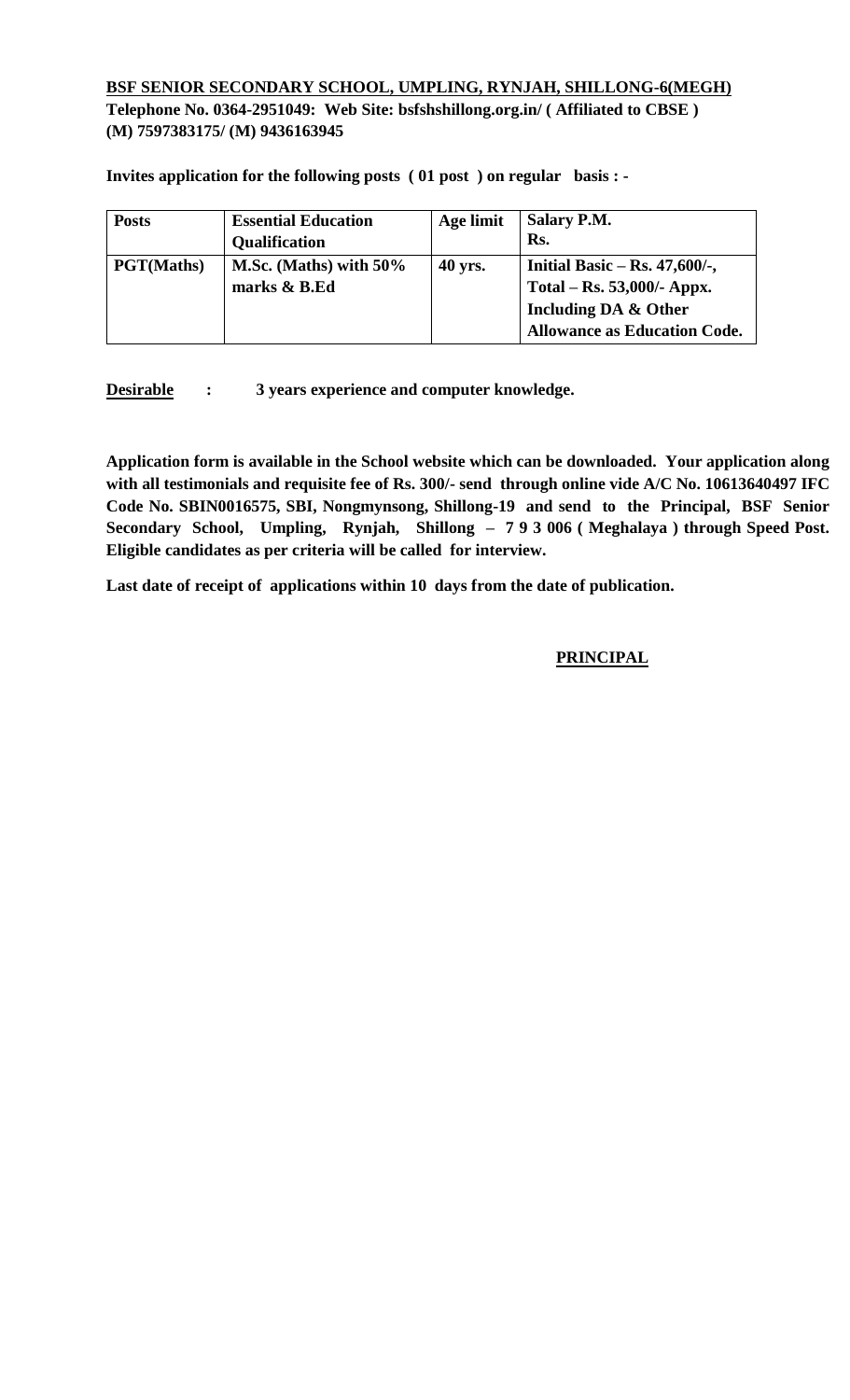**BSF SENIOR SECONDARY SCHOOL, UMPLING, RYNJAH, SHILLONG-6(MEGH)**
**Telephone No. 0364-2951049: Web Site: bsfshshillong.org.in/ ( Affiliated to CBSE )**
**(M) 7597383175/ (M) 9436163945**

**Invites application for the following posts ( 01 post ) on regular basis : -**

| Posts | Essential Education Qualification | Age limit | Salary P.M. Rs. |
|---|---|---|---|
| PGT(Maths) | M.Sc. (Maths) with 50% marks & B.Ed | 40 yrs. | Initial Basic – Rs. 47,600/-, Total – Rs. 53,000/- Appx. Including DA & Other Allowance as Education Code. |

**Desirable : 3 years experience and computer knowledge.**

**Application form is available in the School website which can be downloaded. Your application along with all testimonials and requisite fee of Rs. 300/- send through online vide A/C No. 10613640497 IFC Code No. SBIN0016575, SBI, Nongmynsong, Shillong-19 and send to the Principal, BSF Senior Secondary School, Umpling, Rynjah, Shillong – 7 9 3 006 ( Meghalaya ) through Speed Post. Eligible candidates as per criteria will be called for interview.**

**Last date of receipt of applications within 10 days from the date of publication.**

**PRINCIPAL**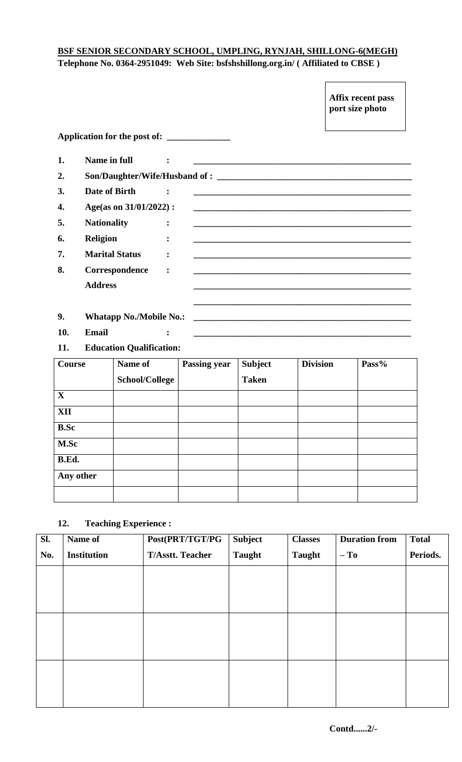**BSF SENIOR SECONDARY SCHOOL, UMPLING, RYNJAH, SHILLONG-6(MEGH)**
**Telephone No. 0364-2951049: Web Site: bsfshshillong.org.in/ ( Affiliated to CBSE )**

**Affix recent pass port size photo**

**Application for the post of:** ______________

1. **Name in full :** ___________________________________________________
2. **Son/Daughter/Wife/Husband of :** ____________________________________________
3. **Date of Birth :** ___________________________________________________
4. **Age(as on 31/01/2022) :** ___________________________________________________
5. **Nationality :** ___________________________________________________
6. **Religion :** ___________________________________________________
7. **Marital Status :** ___________________________________________________
8. **Correspondence Address :** ___________________________________________________
   ___________________________________________________
   ___________________________________________________
9. **Whatapp No./Mobile No.:** ___________________________________________________
10. **Email :** ___________________________________________________
11. **Education Qualification:**

| Course | Name of School/College | Passing year | Subject Taken | Division | Pass% |
|---|---|---|---|---|---|
| X | | | | | |
| XII | | | | | |
| B.Sc | | | | | |
| M.Sc | | | | | |
| B.Ed. | | | | | |
| Any other | | | | | |
| | | | | | |

12. **Teaching Experience :**

| Sl. No. | Name of Institution | Post(PRT/TGT/PGT/Asstt. Teacher | Subject Taught | Classes Taught | Duration from – To | Total Periods. |
|---|---|---|---|---|---|---|
| | | | | | | |
| | | | | | | |
| | | | | | | |

**Contd......2/-**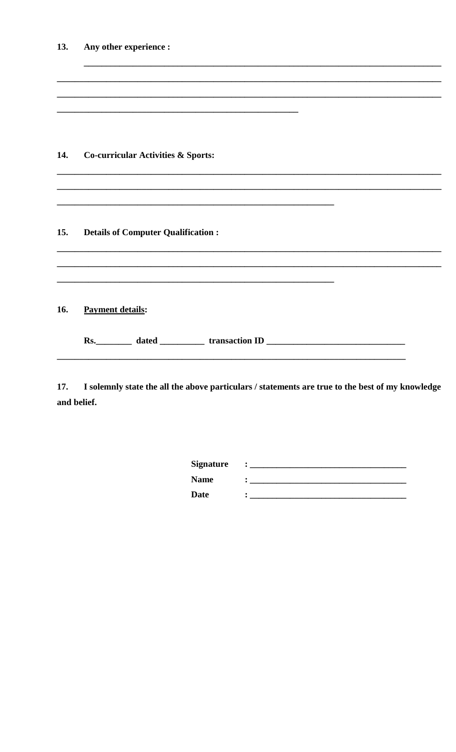**13. Any other experience :**

_______________________________________________________________________________

_______________________________________________________________________________

_______________________________________________________________________________

______________________________________________________

**14. Co-curricular Activities & Sports:**

_______________________________________________________________________________

_______________________________________________________________________________

______________________________________________________________

**15. Details of Computer Qualification :**

_______________________________________________________________________________

_______________________________________________________________________________

______________________________________________________________

**16. <u>Payment details</u>:**

**Rs.________ dated __________ transaction ID ______________________________**

_______________________________________________________________________________

**17. I solemnly state the all the above particulars / statements are true to the best of my knowledge and belief.**

**Signature** : __________________________________

**Name** : __________________________________

**Date** : __________________________________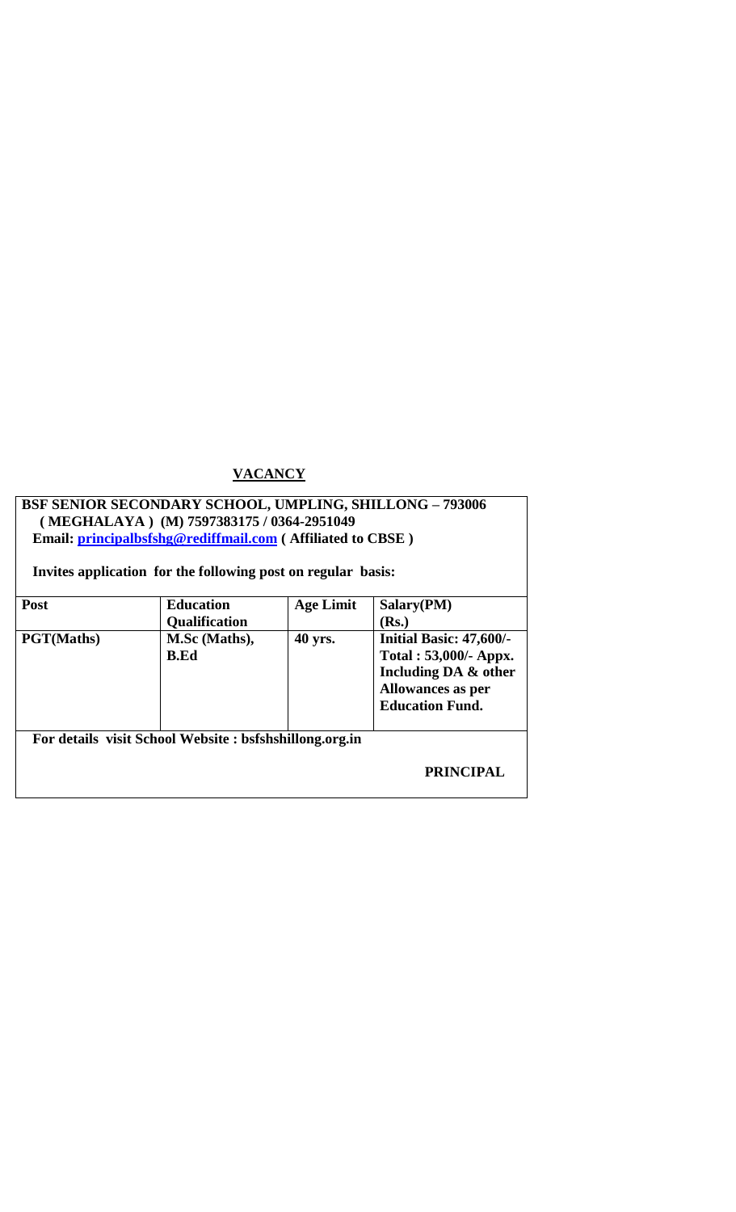## VACANCY

**BSF SENIOR SECONDARY SCHOOL, UMPLING, SHILLONG – 793006 ( MEGHALAYA ) (M) 7597383175 / 0364-2951049**
**Email: principalbsfshg@rediffmail.com ( Affiliated to CBSE )**

**Invites application for the following post on regular basis:**

| Post | Education Qualification | Age Limit | Salary(PM) (Rs.) |
|---|---|---|---|
| **PGT(Maths)** | **M.Sc (Maths), B.Ed** | **40 yrs.** | **Initial Basic: 47,600/- Total : 53,000/- Appx. Including DA & other Allowances as per Education Fund.** |

**For details visit School Website : bsfshshillong.org.in**

**PRINCIPAL**